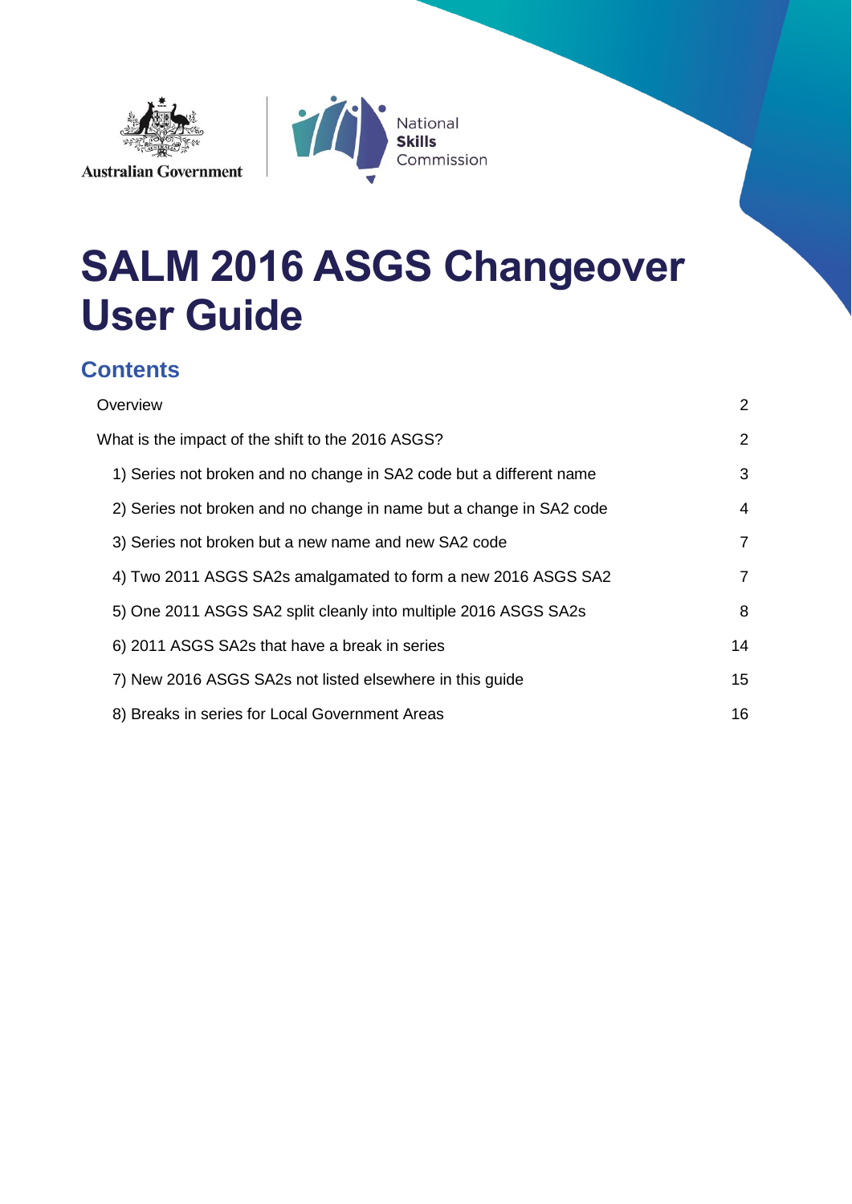Australian Government

National Skills Commission

# SALM 2016 ASGS Changeover User Guide

## Contents

Overview 2

What is the impact of the shift to the 2016 ASGS? 2

- 1) Series not broken and no change in SA2 code but a different name 3
- 2) Series not broken and no change in name but a change in SA2 code 4
- 3) Series not broken but a new name and new SA2 code 7
- 4) Two 2011 ASGS SA2s amalgamated to form a new 2016 ASGS SA2 7
- 5) One 2011 ASGS SA2 split cleanly into multiple 2016 ASGS SA2s 8
- 6) 2011 ASGS SA2s that have a break in series 14
- 7) New 2016 ASGS SA2s not listed elsewhere in this guide 15
- 8) Breaks in series for Local Government Areas 16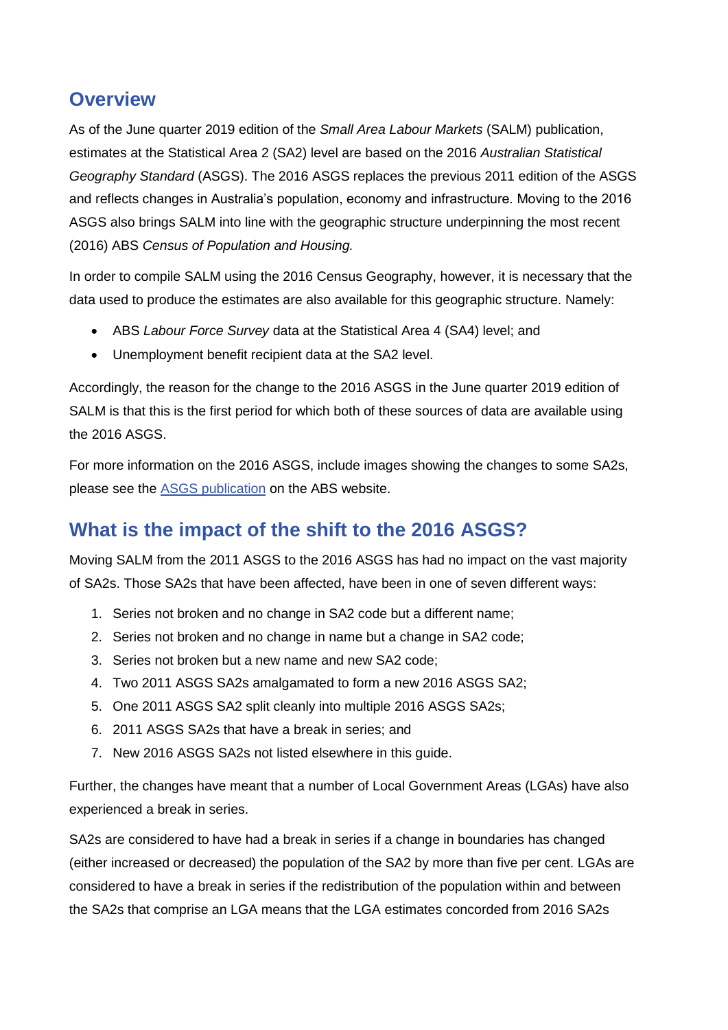## Overview

As of the June quarter 2019 edition of the *Small Area Labour Markets* (SALM) publication, estimates at the Statistical Area 2 (SA2) level are based on the 2016 *Australian Statistical Geography Standard* (ASGS). The 2016 ASGS replaces the previous 2011 edition of the ASGS and reflects changes in Australia's population, economy and infrastructure. Moving to the 2016 ASGS also brings SALM into line with the geographic structure underpinning the most recent (2016) ABS *Census of Population and Housing.*

In order to compile SALM using the 2016 Census Geography, however, it is necessary that the data used to produce the estimates are also available for this geographic structure. Namely:

- ABS *Labour Force Survey* data at the Statistical Area 4 (SA4) level; and
- Unemployment benefit recipient data at the SA2 level.

Accordingly, the reason for the change to the 2016 ASGS in the June quarter 2019 edition of SALM is that this is the first period for which both of these sources of data are available using the 2016 ASGS.

For more information on the 2016 ASGS, include images showing the changes to some SA2s, please see the [ASGS publication] on the ABS website.

## What is the impact of the shift to the 2016 ASGS?

Moving SALM from the 2011 ASGS to the 2016 ASGS has had no impact on the vast majority of SA2s. Those SA2s that have been affected, have been in one of seven different ways:

1. Series not broken and no change in SA2 code but a different name;
2. Series not broken and no change in name but a change in SA2 code;
3. Series not broken but a new name and new SA2 code;
4. Two 2011 ASGS SA2s amalgamated to form a new 2016 ASGS SA2;
5. One 2011 ASGS SA2 split cleanly into multiple 2016 ASGS SA2s;
6. 2011 ASGS SA2s that have a break in series; and
7. New 2016 ASGS SA2s not listed elsewhere in this guide.

Further, the changes have meant that a number of Local Government Areas (LGAs) have also experienced a break in series.

SA2s are considered to have had a break in series if a change in boundaries has changed (either increased or decreased) the population of the SA2 by more than five per cent. LGAs are considered to have a break in series if the redistribution of the population within and between the SA2s that comprise an LGA means that the LGA estimates concorded from 2016 SA2s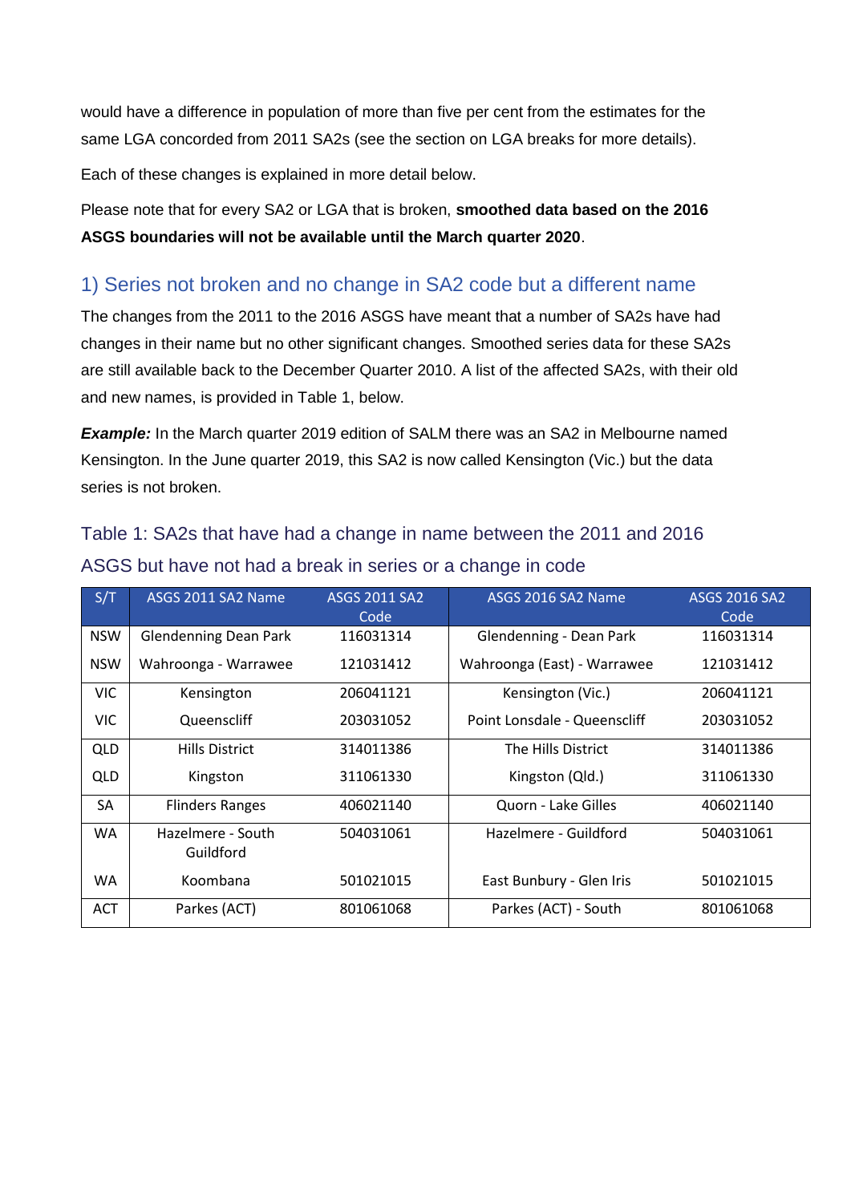would have a difference in population of more than five per cent from the estimates for the same LGA concorded from 2011 SA2s (see the section on LGA breaks for more details).

Each of these changes is explained in more detail below.

Please note that for every SA2 or LGA that is broken, **smoothed data based on the 2016 ASGS boundaries will not be available until the March quarter 2020**.

## 1) Series not broken and no change in SA2 code but a different name

The changes from the 2011 to the 2016 ASGS have meant that a number of SA2s have had changes in their name but no other significant changes. Smoothed series data for these SA2s are still available back to the December Quarter 2010. A list of the affected SA2s, with their old and new names, is provided in Table 1, below.

***Example:*** In the March quarter 2019 edition of SALM there was an SA2 in Melbourne named Kensington. In the June quarter 2019, this SA2 is now called Kensington (Vic.) but the data series is not broken.

### Table 1: SA2s that have had a change in name between the 2011 and 2016 ASGS but have not had a break in series or a change in code

| S/T | ASGS 2011 SA2 Name | ASGS 2011 SA2 Code | ASGS 2016 SA2 Name | ASGS 2016 SA2 Code |
|---|---|---|---|---|
| NSW | Glendenning Dean Park | 116031314 | Glendenning - Dean Park | 116031314 |
| NSW | Wahroonga - Warrawee | 121031412 | Wahroonga (East) - Warrawee | 121031412 |
| VIC | Kensington | 206041121 | Kensington (Vic.) | 206041121 |
| VIC | Queenscliff | 203031052 | Point Lonsdale - Queenscliff | 203031052 |
| QLD | Hills District | 314011386 | The Hills District | 314011386 |
| QLD | Kingston | 311061330 | Kingston (Qld.) | 311061330 |
| SA | Flinders Ranges | 406021140 | Quorn - Lake Gilles | 406021140 |
| WA | Hazelmere - South Guildford | 504031061 | Hazelmere - Guildford | 504031061 |
| WA | Koombana | 501021015 | East Bunbury - Glen Iris | 501021015 |
| ACT | Parkes (ACT) | 801061068 | Parkes (ACT) - South | 801061068 |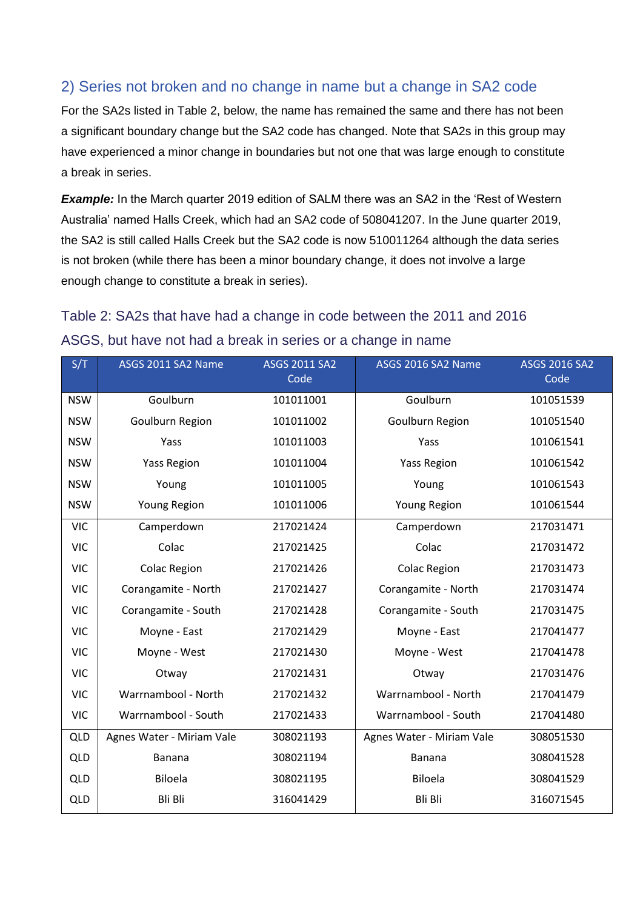## 2) Series not broken and no change in name but a change in SA2 code

For the SA2s listed in Table 2, below, the name has remained the same and there has not been a significant boundary change but the SA2 code has changed. Note that SA2s in this group may have experienced a minor change in boundaries but not one that was large enough to constitute a break in series.

***Example:*** In the March quarter 2019 edition of SALM there was an SA2 in the 'Rest of Western Australia' named Halls Creek, which had an SA2 code of 508041207. In the June quarter 2019, the SA2 is still called Halls Creek but the SA2 code is now 510011264 although the data series is not broken (while there has been a minor boundary change, it does not involve a large enough change to constitute a break in series).

### Table 2: SA2s that have had a change in code between the 2011 and 2016 ASGS, but have not had a break in series or a change in name

| S/T | ASGS 2011 SA2 Name | ASGS 2011 SA2 Code | ASGS 2016 SA2 Name | ASGS 2016 SA2 Code |
|---|---|---|---|---|
| NSW | Goulburn | 101011001 | Goulburn | 101051539 |
| NSW | Goulburn Region | 101011002 | Goulburn Region | 101051540 |
| NSW | Yass | 101011003 | Yass | 101061541 |
| NSW | Yass Region | 101011004 | Yass Region | 101061542 |
| NSW | Young | 101011005 | Young | 101061543 |
| NSW | Young Region | 101011006 | Young Region | 101061544 |
| VIC | Camperdown | 217021424 | Camperdown | 217031471 |
| VIC | Colac | 217021425 | Colac | 217031472 |
| VIC | Colac Region | 217021426 | Colac Region | 217031473 |
| VIC | Corangamite - North | 217021427 | Corangamite - North | 217031474 |
| VIC | Corangamite - South | 217021428 | Corangamite - South | 217031475 |
| VIC | Moyne - East | 217021429 | Moyne - East | 217041477 |
| VIC | Moyne - West | 217021430 | Moyne - West | 217041478 |
| VIC | Otway | 217021431 | Otway | 217031476 |
| VIC | Warrnambool - North | 217021432 | Warrnambool - North | 217041479 |
| VIC | Warrnambool - South | 217021433 | Warrnambool - South | 217041480 |
| QLD | Agnes Water - Miriam Vale | 308021193 | Agnes Water - Miriam Vale | 308051530 |
| QLD | Banana | 308021194 | Banana | 308041528 |
| QLD | Biloela | 308021195 | Biloela | 308041529 |
| QLD | Bli Bli | 316041429 | Bli Bli | 316071545 |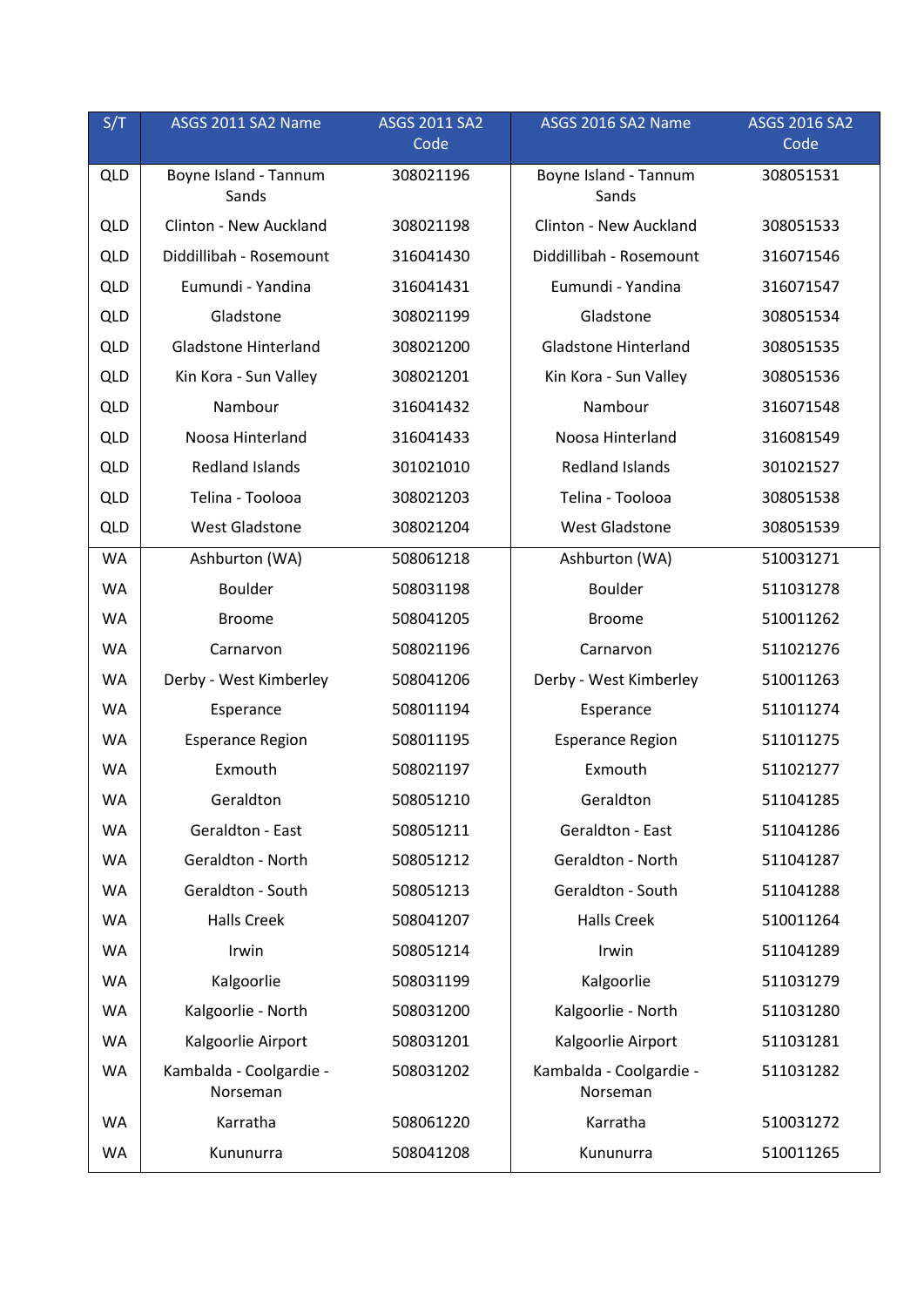| S/T | ASGS 2011 SA2 Name | ASGS 2011 SA2 Code | ASGS 2016 SA2 Name | ASGS 2016 SA2 Code |
|---|---|---|---|---|
| QLD | Boyne Island - Tannum Sands | 308021196 | Boyne Island - Tannum Sands | 308051531 |
| QLD | Clinton - New Auckland | 308021198 | Clinton - New Auckland | 308051533 |
| QLD | Diddillibah - Rosemount | 316041430 | Diddillibah - Rosemount | 316071546 |
| QLD | Eumundi - Yandina | 316041431 | Eumundi - Yandina | 316071547 |
| QLD | Gladstone | 308021199 | Gladstone | 308051534 |
| QLD | Gladstone Hinterland | 308021200 | Gladstone Hinterland | 308051535 |
| QLD | Kin Kora - Sun Valley | 308021201 | Kin Kora - Sun Valley | 308051536 |
| QLD | Nambour | 316041432 | Nambour | 316071548 |
| QLD | Noosa Hinterland | 316041433 | Noosa Hinterland | 316081549 |
| QLD | Redland Islands | 301021010 | Redland Islands | 301021527 |
| QLD | Telina - Toolooa | 308021203 | Telina - Toolooa | 308051538 |
| QLD | West Gladstone | 308021204 | West Gladstone | 308051539 |
| WA | Ashburton (WA) | 508061218 | Ashburton (WA) | 510031271 |
| WA | Boulder | 508031198 | Boulder | 511031278 |
| WA | Broome | 508041205 | Broome | 510011262 |
| WA | Carnarvon | 508021196 | Carnarvon | 511021276 |
| WA | Derby - West Kimberley | 508041206 | Derby - West Kimberley | 510011263 |
| WA | Esperance | 508011194 | Esperance | 511011274 |
| WA | Esperance Region | 508011195 | Esperance Region | 511011275 |
| WA | Exmouth | 508021197 | Exmouth | 511021277 |
| WA | Geraldton | 508051210 | Geraldton | 511041285 |
| WA | Geraldton - East | 508051211 | Geraldton - East | 511041286 |
| WA | Geraldton - North | 508051212 | Geraldton - North | 511041287 |
| WA | Geraldton - South | 508051213 | Geraldton - South | 511041288 |
| WA | Halls Creek | 508041207 | Halls Creek | 510011264 |
| WA | Irwin | 508051214 | Irwin | 511041289 |
| WA | Kalgoorlie | 508031199 | Kalgoorlie | 511031279 |
| WA | Kalgoorlie - North | 508031200 | Kalgoorlie - North | 511031280 |
| WA | Kalgoorlie Airport | 508031201 | Kalgoorlie Airport | 511031281 |
| WA | Kambalda - Coolgardie - Norseman | 508031202 | Kambalda - Coolgardie - Norseman | 511031282 |
| WA | Karratha | 508061220 | Karratha | 510031272 |
| WA | Kununurra | 508041208 | Kununurra | 510011265 |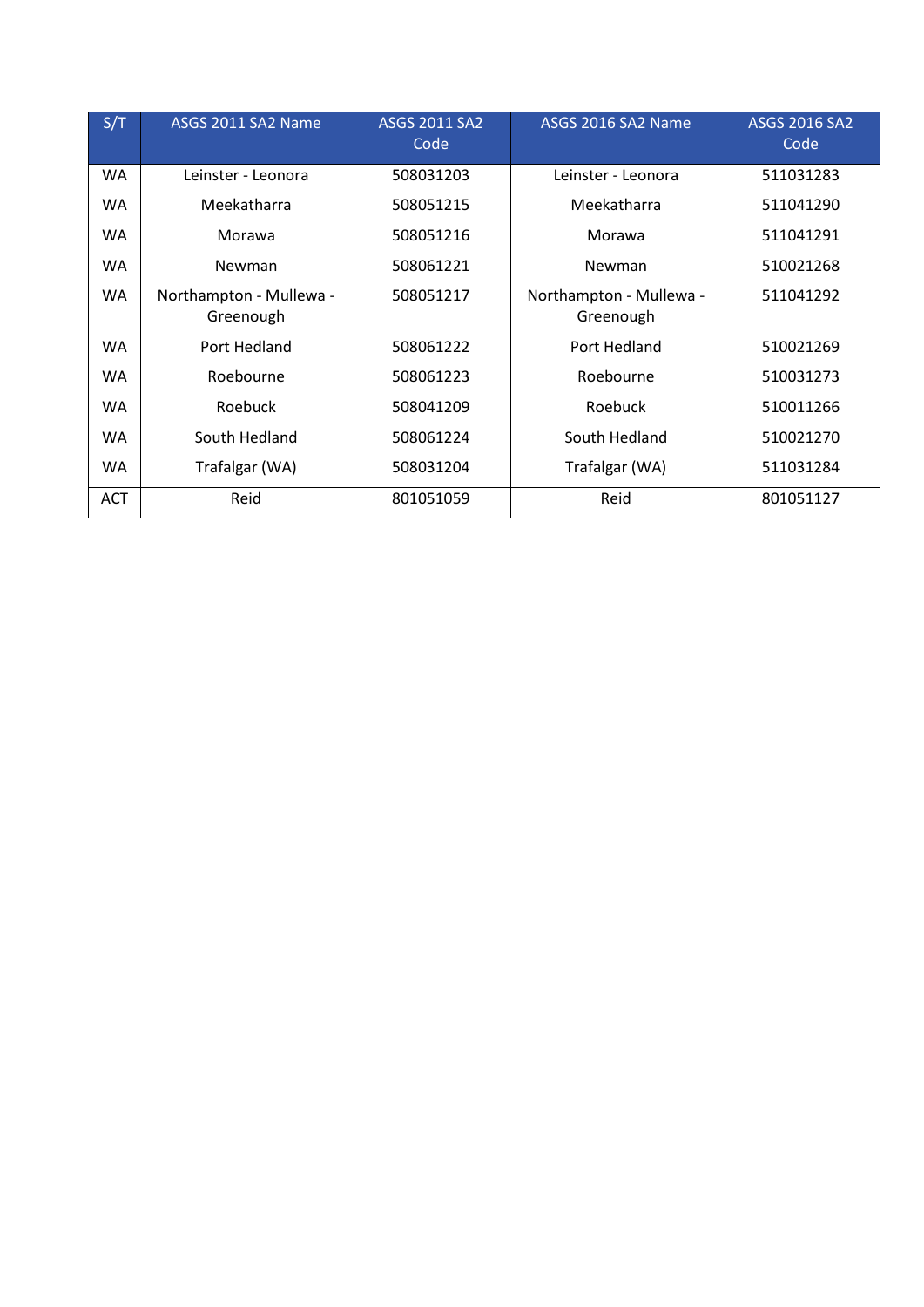| S/T | ASGS 2011 SA2 Name | ASGS 2011 SA2 Code | ASGS 2016 SA2 Name | ASGS 2016 SA2 Code |
|---|---|---|---|---|
| WA | Leinster - Leonora | 508031203 | Leinster - Leonora | 511031283 |
| WA | Meekatharra | 508051215 | Meekatharra | 511041290 |
| WA | Morawa | 508051216 | Morawa | 511041291 |
| WA | Newman | 508061221 | Newman | 510021268 |
| WA | Northampton - Mullewa - Greenough | 508051217 | Northampton - Mullewa - Greenough | 511041292 |
| WA | Port Hedland | 508061222 | Port Hedland | 510021269 |
| WA | Roebourne | 508061223 | Roebourne | 510031273 |
| WA | Roebuck | 508041209 | Roebuck | 510011266 |
| WA | South Hedland | 508061224 | South Hedland | 510021270 |
| WA | Trafalgar (WA) | 508031204 | Trafalgar (WA) | 511031284 |
| ACT | Reid | 801051059 | Reid | 801051127 |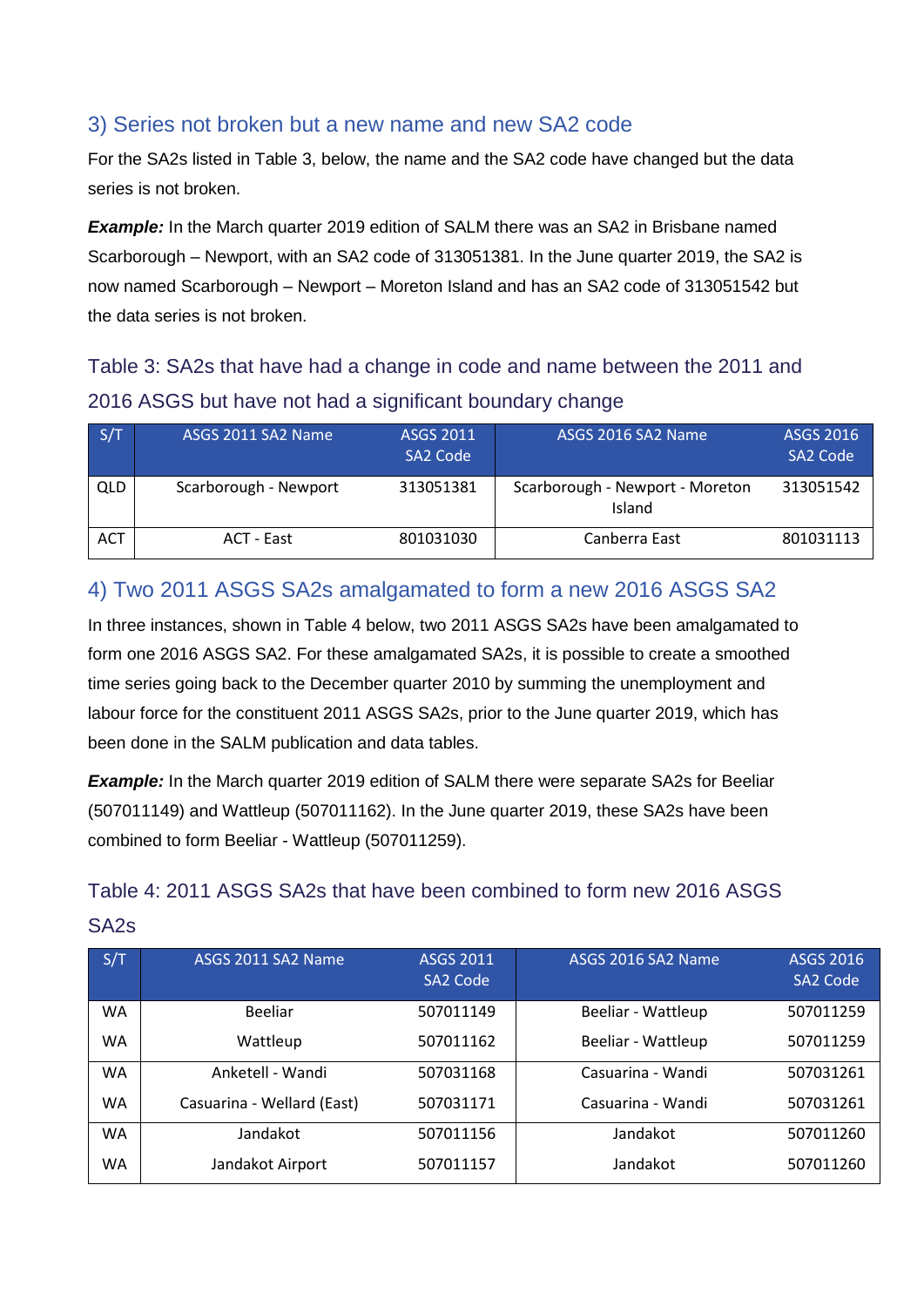## 3) Series not broken but a new name and new SA2 code

For the SA2s listed in Table 3, below, the name and the SA2 code have changed but the data series is not broken.

***Example:*** In the March quarter 2019 edition of SALM there was an SA2 in Brisbane named Scarborough – Newport, with an SA2 code of 313051381. In the June quarter 2019, the SA2 is now named Scarborough – Newport – Moreton Island and has an SA2 code of 313051542 but the data series is not broken.

### Table 3: SA2s that have had a change in code and name between the 2011 and 2016 ASGS but have not had a significant boundary change

| S/T | ASGS 2011 SA2 Name | ASGS 2011 SA2 Code | ASGS 2016 SA2 Name | ASGS 2016 SA2 Code |
|---|---|---|---|---|
| QLD | Scarborough - Newport | 313051381 | Scarborough - Newport - Moreton Island | 313051542 |
| ACT | ACT - East | 801031030 | Canberra East | 801031113 |

## 4) Two 2011 ASGS SA2s amalgamated to form a new 2016 ASGS SA2

In three instances, shown in Table 4 below, two 2011 ASGS SA2s have been amalgamated to form one 2016 ASGS SA2. For these amalgamated SA2s, it is possible to create a smoothed time series going back to the December quarter 2010 by summing the unemployment and labour force for the constituent 2011 ASGS SA2s, prior to the June quarter 2019, which has been done in the SALM publication and data tables.

***Example:*** In the March quarter 2019 edition of SALM there were separate SA2s for Beeliar (507011149) and Wattleup (507011162). In the June quarter 2019, these SA2s have been combined to form Beeliar - Wattleup (507011259).

### Table 4: 2011 ASGS SA2s that have been combined to form new 2016 ASGS SA2s

| S/T | ASGS 2011 SA2 Name | ASGS 2011 SA2 Code | ASGS 2016 SA2 Name | ASGS 2016 SA2 Code |
|---|---|---|---|---|
| WA | Beeliar | 507011149 | Beeliar - Wattleup | 507011259 |
| WA | Wattleup | 507011162 | Beeliar - Wattleup | 507011259 |
| WA | Anketell - Wandi | 507031168 | Casuarina - Wandi | 507031261 |
| WA | Casuarina - Wellard (East) | 507031171 | Casuarina - Wandi | 507031261 |
| WA | Jandakot | 507011156 | Jandakot | 507011260 |
| WA | Jandakot Airport | 507011157 | Jandakot | 507011260 |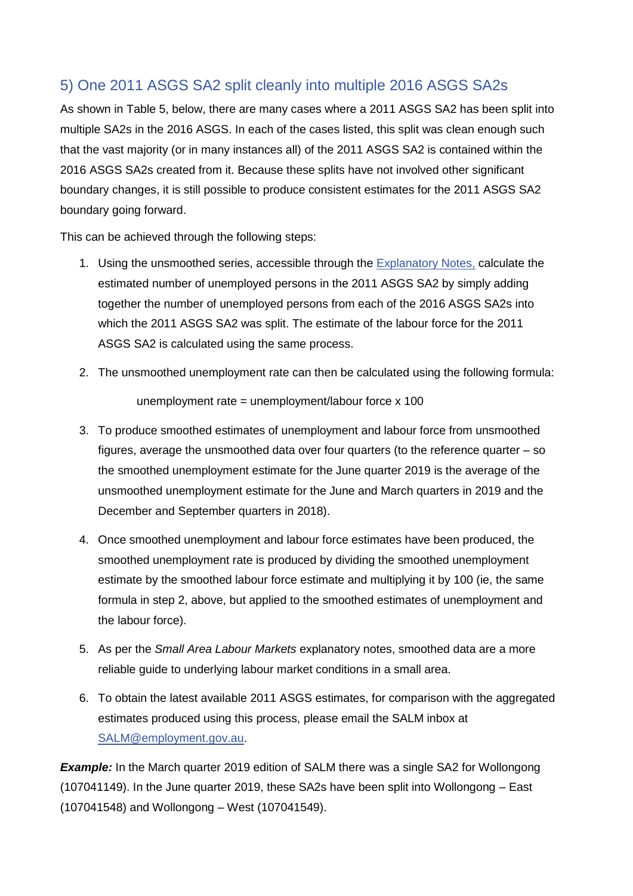## 5) One 2011 ASGS SA2 split cleanly into multiple 2016 ASGS SA2s

As shown in Table 5, below, there are many cases where a 2011 ASGS SA2 has been split into multiple SA2s in the 2016 ASGS. In each of the cases listed, this split was clean enough such that the vast majority (or in many instances all) of the 2011 ASGS SA2 is contained within the 2016 ASGS SA2s created from it. Because these splits have not involved other significant boundary changes, it is still possible to produce consistent estimates for the 2011 ASGS SA2 boundary going forward.

This can be achieved through the following steps:

1. Using the unsmoothed series, accessible through the Explanatory Notes, calculate the estimated number of unemployed persons in the 2011 ASGS SA2 by simply adding together the number of unemployed persons from each of the 2016 ASGS SA2s into which the 2011 ASGS SA2 was split. The estimate of the labour force for the 2011 ASGS SA2 is calculated using the same process.

2. The unsmoothed unemployment rate can then be calculated using the following formula:

   unemployment rate = unemployment/labour force x 100

3. To produce smoothed estimates of unemployment and labour force from unsmoothed figures, average the unsmoothed data over four quarters (to the reference quarter – so the smoothed unemployment estimate for the June quarter 2019 is the average of the unsmoothed unemployment estimate for the June and March quarters in 2019 and the December and September quarters in 2018).

4. Once smoothed unemployment and labour force estimates have been produced, the smoothed unemployment rate is produced by dividing the smoothed unemployment estimate by the smoothed labour force estimate and multiplying it by 100 (ie, the same formula in step 2, above, but applied to the smoothed estimates of unemployment and the labour force).

5. As per the *Small Area Labour Markets* explanatory notes, smoothed data are a more reliable guide to underlying labour market conditions in a small area.

6. To obtain the latest available 2011 ASGS estimates, for comparison with the aggregated estimates produced using this process, please email the SALM inbox at SALM@employment.gov.au.

***Example:*** In the March quarter 2019 edition of SALM there was a single SA2 for Wollongong (107041149). In the June quarter 2019, these SA2s have been split into Wollongong – East (107041548) and Wollongong – West (107041549).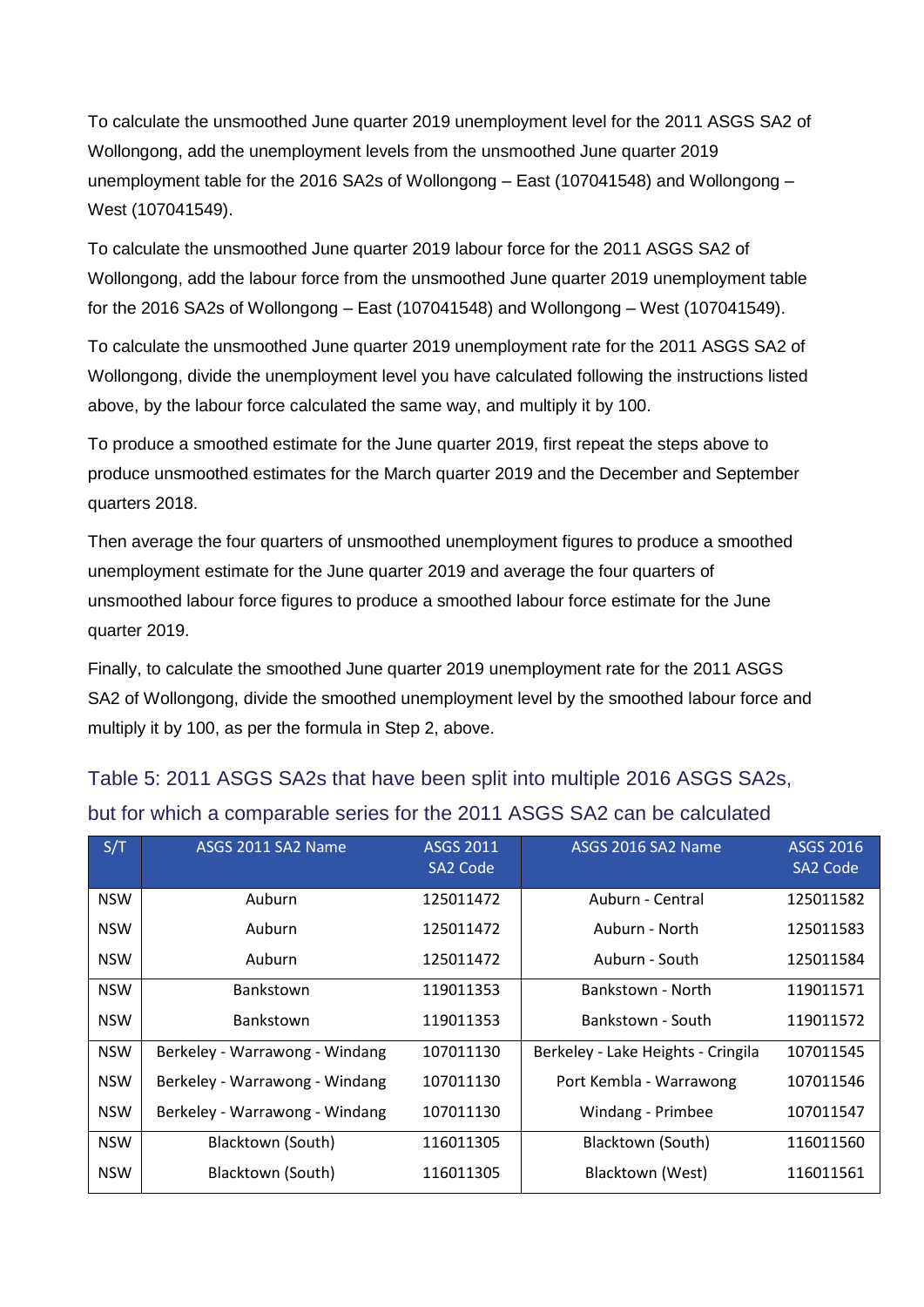To calculate the unsmoothed June quarter 2019 unemployment level for the 2011 ASGS SA2 of Wollongong, add the unemployment levels from the unsmoothed June quarter 2019 unemployment table for the 2016 SA2s of Wollongong – East (107041548) and Wollongong – West (107041549).

To calculate the unsmoothed June quarter 2019 labour force for the 2011 ASGS SA2 of Wollongong, add the labour force from the unsmoothed June quarter 2019 unemployment table for the 2016 SA2s of Wollongong – East (107041548) and Wollongong – West (107041549).

To calculate the unsmoothed June quarter 2019 unemployment rate for the 2011 ASGS SA2 of Wollongong, divide the unemployment level you have calculated following the instructions listed above, by the labour force calculated the same way, and multiply it by 100.

To produce a smoothed estimate for the June quarter 2019, first repeat the steps above to produce unsmoothed estimates for the March quarter 2019 and the December and September quarters 2018.

Then average the four quarters of unsmoothed unemployment figures to produce a smoothed unemployment estimate for the June quarter 2019 and average the four quarters of unsmoothed labour force figures to produce a smoothed labour force estimate for the June quarter 2019.

Finally, to calculate the smoothed June quarter 2019 unemployment rate for the 2011 ASGS SA2 of Wollongong, divide the smoothed unemployment level by the smoothed labour force and multiply it by 100, as per the formula in Step 2, above.

## Table 5: 2011 ASGS SA2s that have been split into multiple 2016 ASGS SA2s, but for which a comparable series for the 2011 ASGS SA2 can be calculated

| S/T | ASGS 2011 SA2 Name | ASGS 2011 SA2 Code | ASGS 2016 SA2 Name | ASGS 2016 SA2 Code |
|---|---|---|---|---|
| NSW | Auburn | 125011472 | Auburn - Central | 125011582 |
| NSW | Auburn | 125011472 | Auburn - North | 125011583 |
| NSW | Auburn | 125011472 | Auburn - South | 125011584 |
| NSW | Bankstown | 119011353 | Bankstown - North | 119011571 |
| NSW | Bankstown | 119011353 | Bankstown - South | 119011572 |
| NSW | Berkeley - Warrawong - Windang | 107011130 | Berkeley - Lake Heights - Cringila | 107011545 |
| NSW | Berkeley - Warrawong - Windang | 107011130 | Port Kembla - Warrawong | 107011546 |
| NSW | Berkeley - Warrawong - Windang | 107011130 | Windang - Primbee | 107011547 |
| NSW | Blacktown (South) | 116011305 | Blacktown (South) | 116011560 |
| NSW | Blacktown (South) | 116011305 | Blacktown (West) | 116011561 |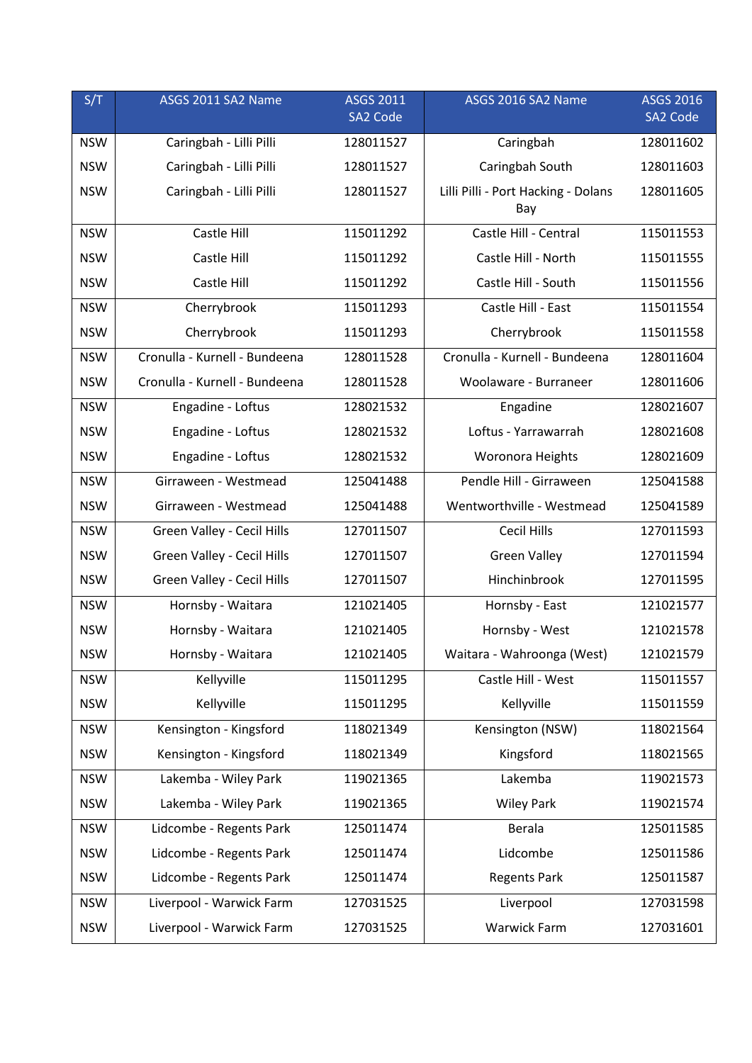| S/T | ASGS 2011 SA2 Name | ASGS 2011 SA2 Code | ASGS 2016 SA2 Name | ASGS 2016 SA2 Code |
|---|---|---|---|---|
| NSW | Caringbah - Lilli Pilli | 128011527 | Caringbah | 128011602 |
| NSW | Caringbah - Lilli Pilli | 128011527 | Caringbah South | 128011603 |
| NSW | Caringbah - Lilli Pilli | 128011527 | Lilli Pilli - Port Hacking - Dolans Bay | 128011605 |
| NSW | Castle Hill | 115011292 | Castle Hill - Central | 115011553 |
| NSW | Castle Hill | 115011292 | Castle Hill - North | 115011555 |
| NSW | Castle Hill | 115011292 | Castle Hill - South | 115011556 |
| NSW | Cherrybrook | 115011293 | Castle Hill - East | 115011554 |
| NSW | Cherrybrook | 115011293 | Cherrybrook | 115011558 |
| NSW | Cronulla - Kurnell - Bundeena | 128011528 | Cronulla - Kurnell - Bundeena | 128011604 |
| NSW | Cronulla - Kurnell - Bundeena | 128011528 | Woolaware - Burraneer | 128011606 |
| NSW | Engadine - Loftus | 128021532 | Engadine | 128021607 |
| NSW | Engadine - Loftus | 128021532 | Loftus - Yarrawarrah | 128021608 |
| NSW | Engadine - Loftus | 128021532 | Woronora Heights | 128021609 |
| NSW | Girraween - Westmead | 125041488 | Pendle Hill - Girraween | 125041588 |
| NSW | Girraween - Westmead | 125041488 | Wentworthville - Westmead | 125041589 |
| NSW | Green Valley - Cecil Hills | 127011507 | Cecil Hills | 127011593 |
| NSW | Green Valley - Cecil Hills | 127011507 | Green Valley | 127011594 |
| NSW | Green Valley - Cecil Hills | 127011507 | Hinchinbrook | 127011595 |
| NSW | Hornsby - Waitara | 121021405 | Hornsby - East | 121021577 |
| NSW | Hornsby - Waitara | 121021405 | Hornsby - West | 121021578 |
| NSW | Hornsby - Waitara | 121021405 | Waitara - Wahroonga (West) | 121021579 |
| NSW | Kellyville | 115011295 | Castle Hill - West | 115011557 |
| NSW | Kellyville | 115011295 | Kellyville | 115011559 |
| NSW | Kensington - Kingsford | 118021349 | Kensington (NSW) | 118021564 |
| NSW | Kensington - Kingsford | 118021349 | Kingsford | 118021565 |
| NSW | Lakemba - Wiley Park | 119021365 | Lakemba | 119021573 |
| NSW | Lakemba - Wiley Park | 119021365 | Wiley Park | 119021574 |
| NSW | Lidcombe - Regents Park | 125011474 | Berala | 125011585 |
| NSW | Lidcombe - Regents Park | 125011474 | Lidcombe | 125011586 |
| NSW | Lidcombe - Regents Park | 125011474 | Regents Park | 125011587 |
| NSW | Liverpool - Warwick Farm | 127031525 | Liverpool | 127031598 |
| NSW | Liverpool - Warwick Farm | 127031525 | Warwick Farm | 127031601 |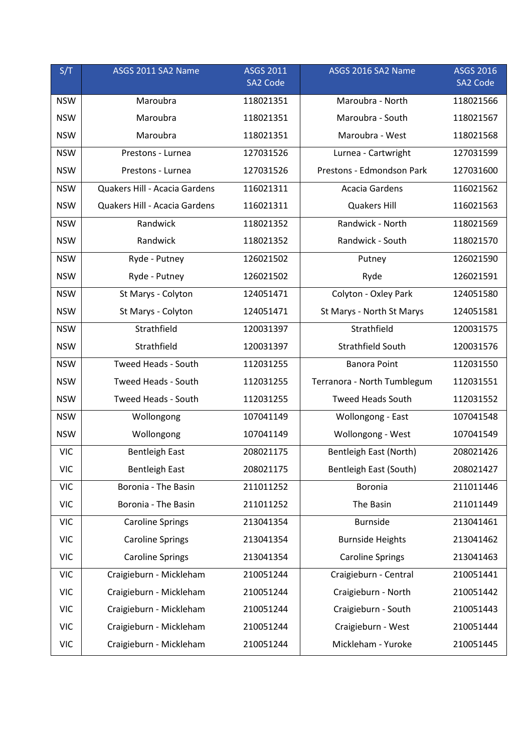| S/T | ASGS 2011 SA2 Name | ASGS 2011 SA2 Code | ASGS 2016 SA2 Name | ASGS 2016 SA2 Code |
|---|---|---|---|---|
| NSW | Maroubra | 118021351 | Maroubra - North | 118021566 |
| NSW | Maroubra | 118021351 | Maroubra - South | 118021567 |
| NSW | Maroubra | 118021351 | Maroubra - West | 118021568 |
| NSW | Prestons - Lurnea | 127031526 | Lurnea - Cartwright | 127031599 |
| NSW | Prestons - Lurnea | 127031526 | Prestons - Edmondson Park | 127031600 |
| NSW | Quakers Hill - Acacia Gardens | 116021311 | Acacia Gardens | 116021562 |
| NSW | Quakers Hill - Acacia Gardens | 116021311 | Quakers Hill | 116021563 |
| NSW | Randwick | 118021352 | Randwick - North | 118021569 |
| NSW | Randwick | 118021352 | Randwick - South | 118021570 |
| NSW | Ryde - Putney | 126021502 | Putney | 126021590 |
| NSW | Ryde - Putney | 126021502 | Ryde | 126021591 |
| NSW | St Marys - Colyton | 124051471 | Colyton - Oxley Park | 124051580 |
| NSW | St Marys - Colyton | 124051471 | St Marys - North St Marys | 124051581 |
| NSW | Strathfield | 120031397 | Strathfield | 120031575 |
| NSW | Strathfield | 120031397 | Strathfield South | 120031576 |
| NSW | Tweed Heads - South | 112031255 | Banora Point | 112031550 |
| NSW | Tweed Heads - South | 112031255 | Terranora - North Tumblegum | 112031551 |
| NSW | Tweed Heads - South | 112031255 | Tweed Heads South | 112031552 |
| NSW | Wollongong | 107041149 | Wollongong - East | 107041548 |
| NSW | Wollongong | 107041149 | Wollongong - West | 107041549 |
| VIC | Bentleigh East | 208021175 | Bentleigh East (North) | 208021426 |
| VIC | Bentleigh East | 208021175 | Bentleigh East (South) | 208021427 |
| VIC | Boronia - The Basin | 211011252 | Boronia | 211011446 |
| VIC | Boronia - The Basin | 211011252 | The Basin | 211011449 |
| VIC | Caroline Springs | 213041354 | Burnside | 213041461 |
| VIC | Caroline Springs | 213041354 | Burnside Heights | 213041462 |
| VIC | Caroline Springs | 213041354 | Caroline Springs | 213041463 |
| VIC | Craigieburn - Mickleham | 210051244 | Craigieburn - Central | 210051441 |
| VIC | Craigieburn - Mickleham | 210051244 | Craigieburn - North | 210051442 |
| VIC | Craigieburn - Mickleham | 210051244 | Craigieburn - South | 210051443 |
| VIC | Craigieburn - Mickleham | 210051244 | Craigieburn - West | 210051444 |
| VIC | Craigieburn - Mickleham | 210051244 | Mickleham - Yuroke | 210051445 |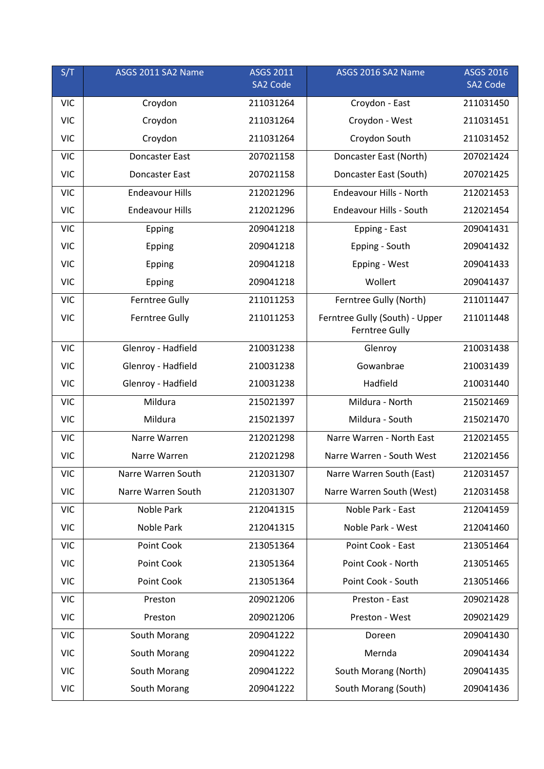| S/T | ASGS 2011 SA2 Name | ASGS 2011 SA2 Code | ASGS 2016 SA2 Name | ASGS 2016 SA2 Code |
|---|---|---|---|---|
| VIC | Croydon | 211031264 | Croydon - East | 211031450 |
| VIC | Croydon | 211031264 | Croydon - West | 211031451 |
| VIC | Croydon | 211031264 | Croydon South | 211031452 |
| VIC | Doncaster East | 207021158 | Doncaster East (North) | 207021424 |
| VIC | Doncaster East | 207021158 | Doncaster East (South) | 207021425 |
| VIC | Endeavour Hills | 212021296 | Endeavour Hills - North | 212021453 |
| VIC | Endeavour Hills | 212021296 | Endeavour Hills - South | 212021454 |
| VIC | Epping | 209041218 | Epping - East | 209041431 |
| VIC | Epping | 209041218 | Epping - South | 209041432 |
| VIC | Epping | 209041218 | Epping - West | 209041433 |
| VIC | Epping | 209041218 | Wollert | 209041437 |
| VIC | Ferntree Gully | 211011253 | Ferntree Gully (North) | 211011447 |
| VIC | Ferntree Gully | 211011253 | Ferntree Gully (South) - Upper Ferntree Gully | 211011448 |
| VIC | Glenroy - Hadfield | 210031238 | Glenroy | 210031438 |
| VIC | Glenroy - Hadfield | 210031238 | Gowanbrae | 210031439 |
| VIC | Glenroy - Hadfield | 210031238 | Hadfield | 210031440 |
| VIC | Mildura | 215021397 | Mildura - North | 215021469 |
| VIC | Mildura | 215021397 | Mildura - South | 215021470 |
| VIC | Narre Warren | 212021298 | Narre Warren - North East | 212021455 |
| VIC | Narre Warren | 212021298 | Narre Warren - South West | 212021456 |
| VIC | Narre Warren South | 212031307 | Narre Warren South (East) | 212031457 |
| VIC | Narre Warren South | 212031307 | Narre Warren South (West) | 212031458 |
| VIC | Noble Park | 212041315 | Noble Park - East | 212041459 |
| VIC | Noble Park | 212041315 | Noble Park - West | 212041460 |
| VIC | Point Cook | 213051364 | Point Cook - East | 213051464 |
| VIC | Point Cook | 213051364 | Point Cook - North | 213051465 |
| VIC | Point Cook | 213051364 | Point Cook - South | 213051466 |
| VIC | Preston | 209021206 | Preston - East | 209021428 |
| VIC | Preston | 209021206 | Preston - West | 209021429 |
| VIC | South Morang | 209041222 | Doreen | 209041430 |
| VIC | South Morang | 209041222 | Mernda | 209041434 |
| VIC | South Morang | 209041222 | South Morang (North) | 209041435 |
| VIC | South Morang | 209041222 | South Morang (South) | 209041436 |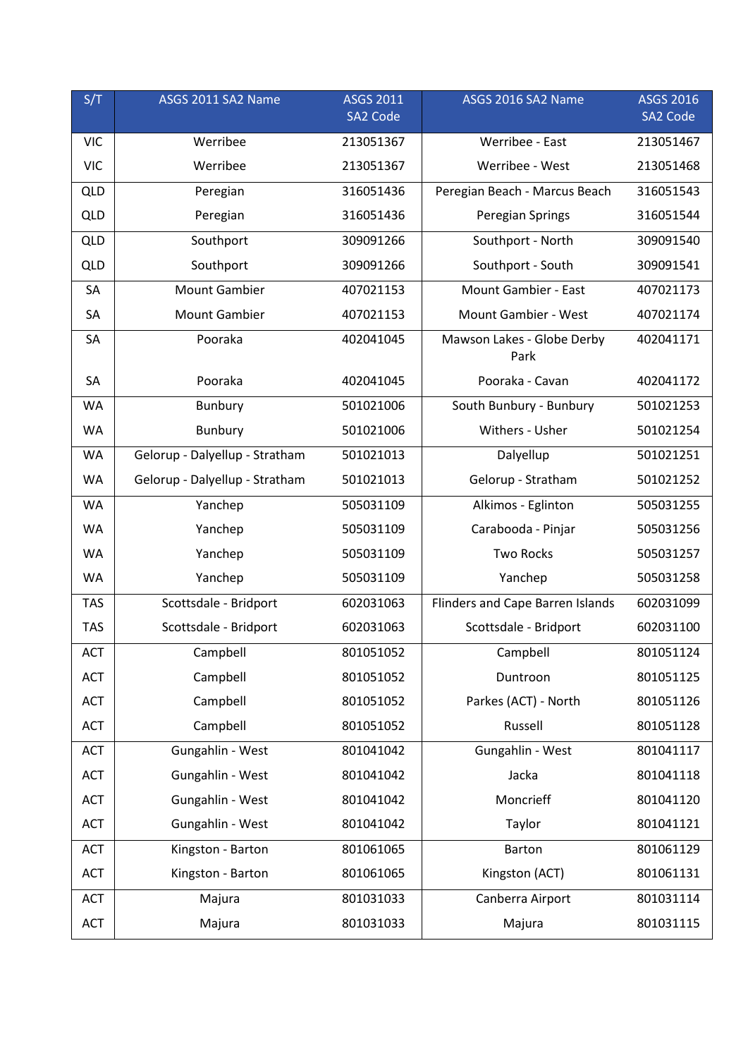| S/T | ASGS 2011 SA2 Name | ASGS 2011 SA2 Code | ASGS 2016 SA2 Name | ASGS 2016 SA2 Code |
|---|---|---|---|---|
| VIC | Werribee | 213051367 | Werribee - East | 213051467 |
| VIC | Werribee | 213051367 | Werribee - West | 213051468 |
| QLD | Peregian | 316051436 | Peregian Beach - Marcus Beach | 316051543 |
| QLD | Peregian | 316051436 | Peregian Springs | 316051544 |
| QLD | Southport | 309091266 | Southport - North | 309091540 |
| QLD | Southport | 309091266 | Southport - South | 309091541 |
| SA | Mount Gambier | 407021153 | Mount Gambier - East | 407021173 |
| SA | Mount Gambier | 407021153 | Mount Gambier - West | 407021174 |
| SA | Pooraka | 402041045 | Mawson Lakes - Globe Derby Park | 402041171 |
| SA | Pooraka | 402041045 | Pooraka - Cavan | 402041172 |
| WA | Bunbury | 501021006 | South Bunbury - Bunbury | 501021253 |
| WA | Bunbury | 501021006 | Withers - Usher | 501021254 |
| WA | Gelorup - Dalyellup - Stratham | 501021013 | Dalyellup | 501021251 |
| WA | Gelorup - Dalyellup - Stratham | 501021013 | Gelorup - Stratham | 501021252 |
| WA | Yanchep | 505031109 | Alkimos - Eglinton | 505031255 |
| WA | Yanchep | 505031109 | Carabooda - Pinjar | 505031256 |
| WA | Yanchep | 505031109 | Two Rocks | 505031257 |
| WA | Yanchep | 505031109 | Yanchep | 505031258 |
| TAS | Scottsdale - Bridport | 602031063 | Flinders and Cape Barren Islands | 602031099 |
| TAS | Scottsdale - Bridport | 602031063 | Scottsdale - Bridport | 602031100 |
| ACT | Campbell | 801051052 | Campbell | 801051124 |
| ACT | Campbell | 801051052 | Duntroon | 801051125 |
| ACT | Campbell | 801051052 | Parkes (ACT) - North | 801051126 |
| ACT | Campbell | 801051052 | Russell | 801051128 |
| ACT | Gungahlin - West | 801041042 | Gungahlin - West | 801041117 |
| ACT | Gungahlin - West | 801041042 | Jacka | 801041118 |
| ACT | Gungahlin - West | 801041042 | Moncrieff | 801041120 |
| ACT | Gungahlin - West | 801041042 | Taylor | 801041121 |
| ACT | Kingston - Barton | 801061065 | Barton | 801061129 |
| ACT | Kingston - Barton | 801061065 | Kingston (ACT) | 801061131 |
| ACT | Majura | 801031033 | Canberra Airport | 801031114 |
| ACT | Majura | 801031033 | Majura | 801031115 |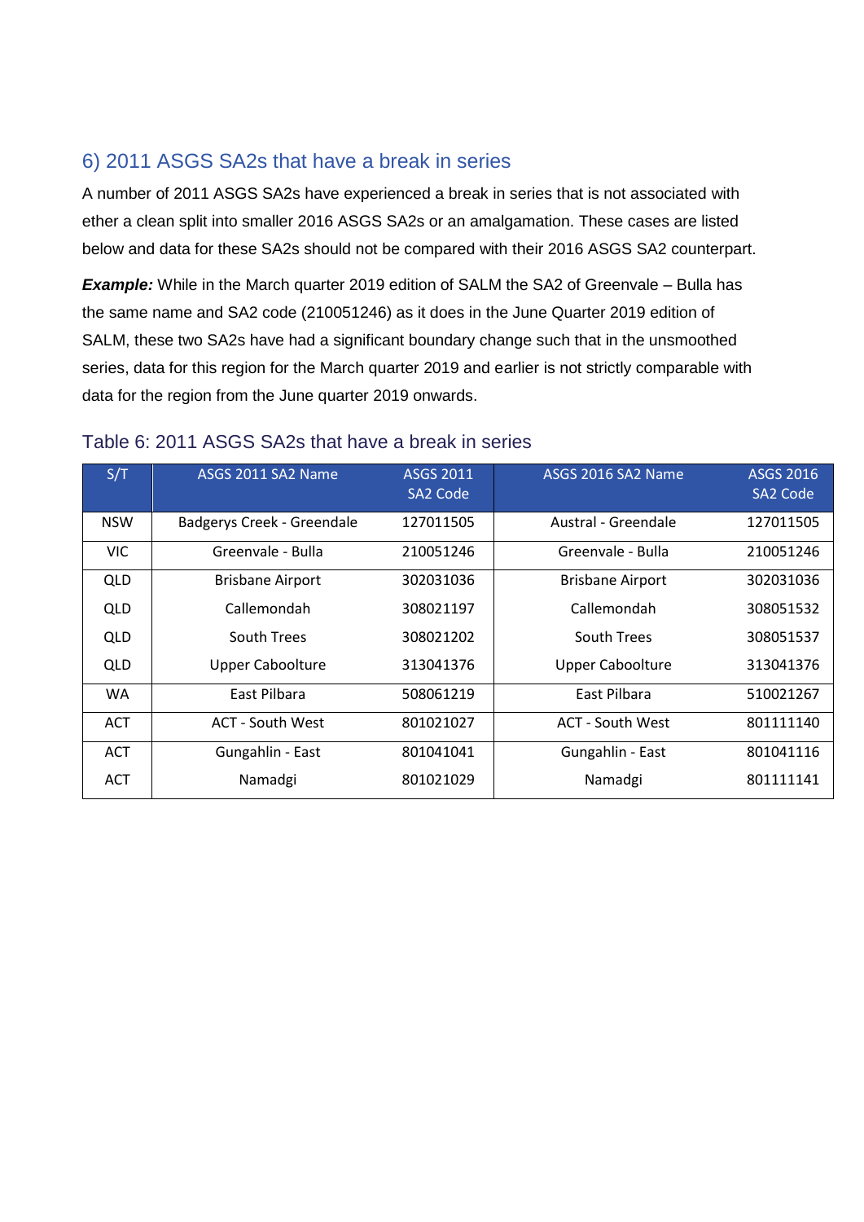## 6) 2011 ASGS SA2s that have a break in series

A number of 2011 ASGS SA2s have experienced a break in series that is not associated with ether a clean split into smaller 2016 ASGS SA2s or an amalgamation. These cases are listed below and data for these SA2s should not be compared with their 2016 ASGS SA2 counterpart.

***Example:*** While in the March quarter 2019 edition of SALM the SA2 of Greenvale – Bulla has the same name and SA2 code (210051246) as it does in the June Quarter 2019 edition of SALM, these two SA2s have had a significant boundary change such that in the unsmoothed series, data for this region for the March quarter 2019 and earlier is not strictly comparable with data for the region from the June quarter 2019 onwards.

### Table 6: 2011 ASGS SA2s that have a break in series

| S/T | ASGS 2011 SA2 Name | ASGS 2011 SA2 Code | ASGS 2016 SA2 Name | ASGS 2016 SA2 Code |
|---|---|---|---|---|
| NSW | Badgerys Creek - Greendale | 127011505 | Austral - Greendale | 127011505 |
| VIC | Greenvale - Bulla | 210051246 | Greenvale - Bulla | 210051246 |
| QLD | Brisbane Airport | 302031036 | Brisbane Airport | 302031036 |
| QLD | Callemondah | 308021197 | Callemondah | 308051532 |
| QLD | South Trees | 308021202 | South Trees | 308051537 |
| QLD | Upper Caboolture | 313041376 | Upper Caboolture | 313041376 |
| WA | East Pilbara | 508061219 | East Pilbara | 510021267 |
| ACT | ACT - South West | 801021027 | ACT - South West | 801111140 |
| ACT | Gungahlin - East | 801041041 | Gungahlin - East | 801041116 |
| ACT | Namadgi | 801021029 | Namadgi | 801111141 |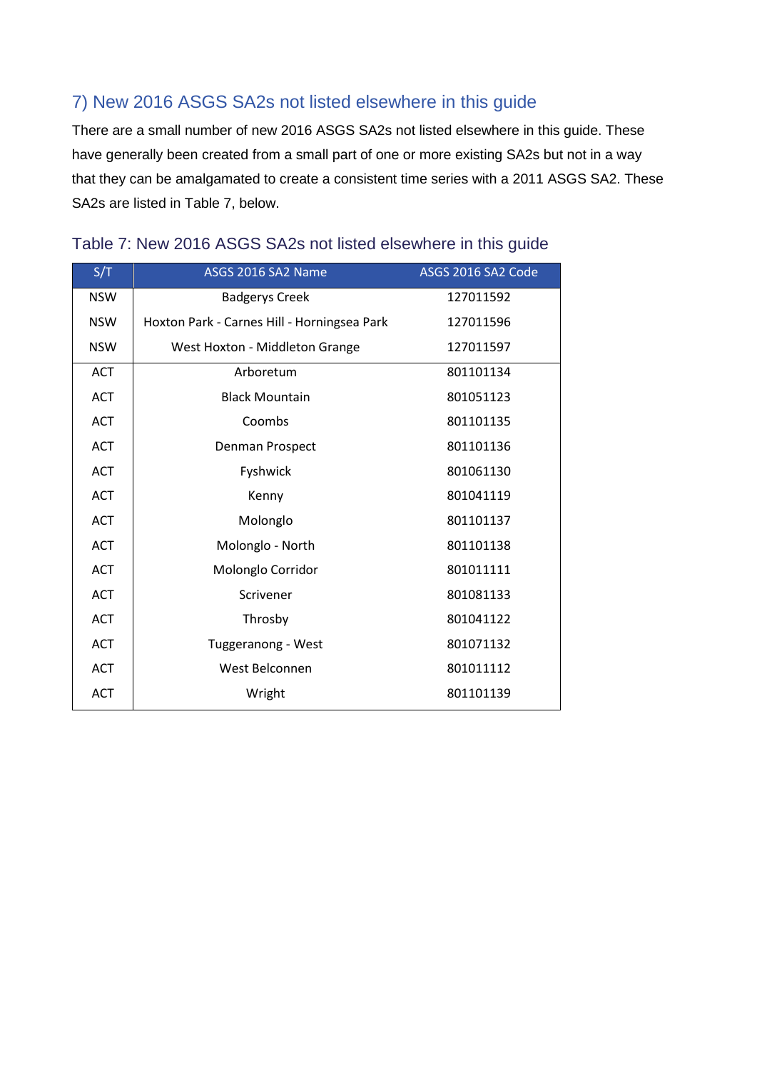## 7) New 2016 ASGS SA2s not listed elsewhere in this guide

There are a small number of new 2016 ASGS SA2s not listed elsewhere in this guide. These have generally been created from a small part of one or more existing SA2s but not in a way that they can be amalgamated to create a consistent time series with a 2011 ASGS SA2. These SA2s are listed in Table 7, below.

### Table 7: New 2016 ASGS SA2s not listed elsewhere in this guide

| S/T | ASGS 2016 SA2 Name | ASGS 2016 SA2 Code |
|---|---|---|
| NSW | Badgerys Creek | 127011592 |
| NSW | Hoxton Park - Carnes Hill - Horningsea Park | 127011596 |
| NSW | West Hoxton - Middleton Grange | 127011597 |
| ACT | Arboretum | 801101134 |
| ACT | Black Mountain | 801051123 |
| ACT | Coombs | 801101135 |
| ACT | Denman Prospect | 801101136 |
| ACT | Fyshwick | 801061130 |
| ACT | Kenny | 801041119 |
| ACT | Molonglo | 801101137 |
| ACT | Molonglo - North | 801101138 |
| ACT | Molonglo Corridor | 801011111 |
| ACT | Scrivener | 801081133 |
| ACT | Throsby | 801041122 |
| ACT | Tuggeranong - West | 801071132 |
| ACT | West Belconnen | 801011112 |
| ACT | Wright | 801101139 |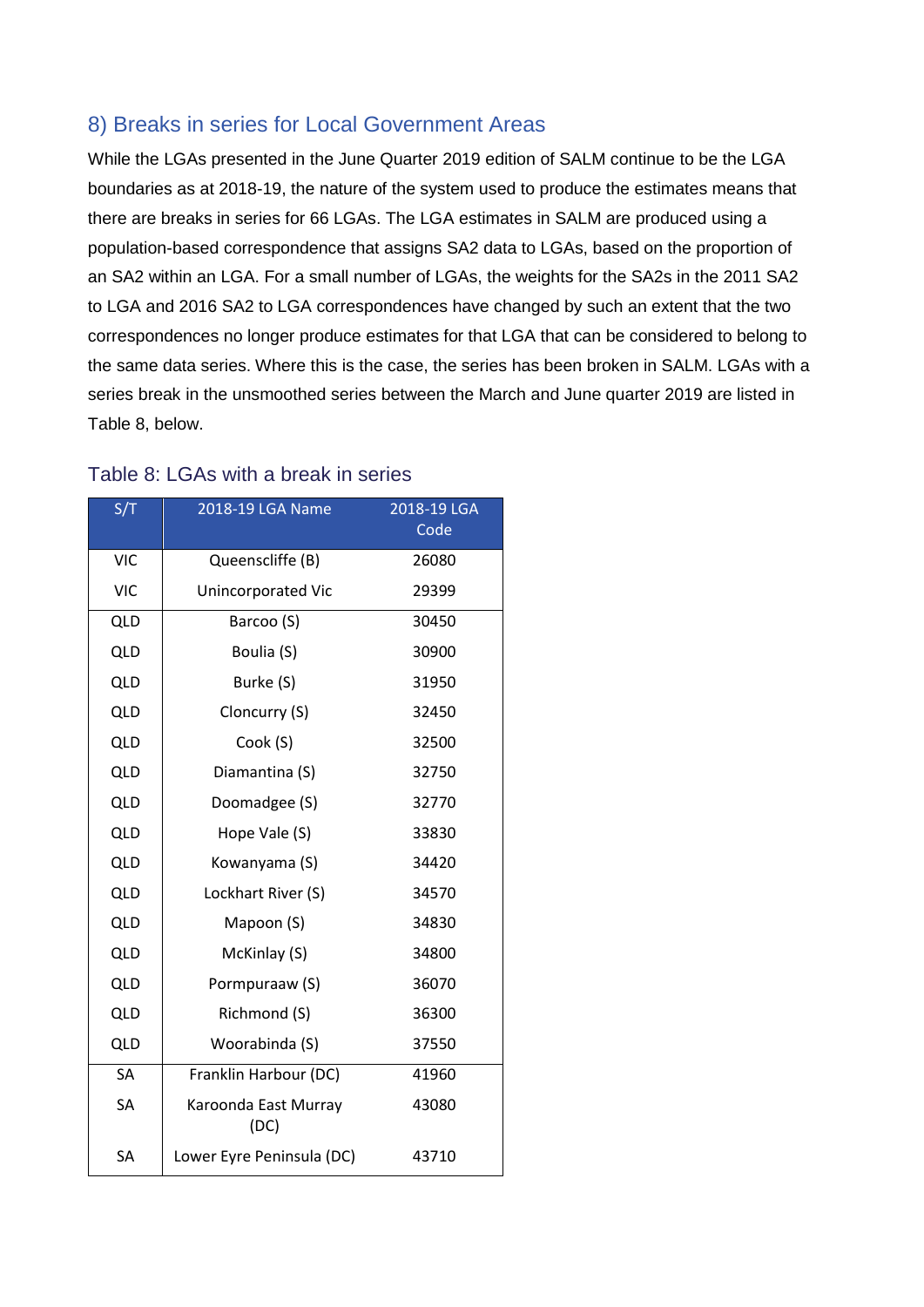## 8) Breaks in series for Local Government Areas

While the LGAs presented in the June Quarter 2019 edition of SALM continue to be the LGA boundaries as at 2018-19, the nature of the system used to produce the estimates means that there are breaks in series for 66 LGAs. The LGA estimates in SALM are produced using a population-based correspondence that assigns SA2 data to LGAs, based on the proportion of an SA2 within an LGA. For a small number of LGAs, the weights for the SA2s in the 2011 SA2 to LGA and 2016 SA2 to LGA correspondences have changed by such an extent that the two correspondences no longer produce estimates for that LGA that can be considered to belong to the same data series. Where this is the case, the series has been broken in SALM. LGAs with a series break in the unsmoothed series between the March and June quarter 2019 are listed in Table 8, below.

### Table 8: LGAs with a break in series

| S/T | 2018-19 LGA Name | 2018-19 LGA Code |
|---|---|---|
| VIC | Queenscliffe (B) | 26080 |
| VIC | Unincorporated Vic | 29399 |
| QLD | Barcoo (S) | 30450 |
| QLD | Boulia (S) | 30900 |
| QLD | Burke (S) | 31950 |
| QLD | Cloncurry (S) | 32450 |
| QLD | Cook (S) | 32500 |
| QLD | Diamantina (S) | 32750 |
| QLD | Doomadgee (S) | 32770 |
| QLD | Hope Vale (S) | 33830 |
| QLD | Kowanyama (S) | 34420 |
| QLD | Lockhart River (S) | 34570 |
| QLD | Mapoon (S) | 34830 |
| QLD | McKinlay (S) | 34800 |
| QLD | Pormpuraaw (S) | 36070 |
| QLD | Richmond (S) | 36300 |
| QLD | Woorabinda (S) | 37550 |
| SA | Franklin Harbour (DC) | 41960 |
| SA | Karoonda East Murray (DC) | 43080 |
| SA | Lower Eyre Peninsula (DC) | 43710 |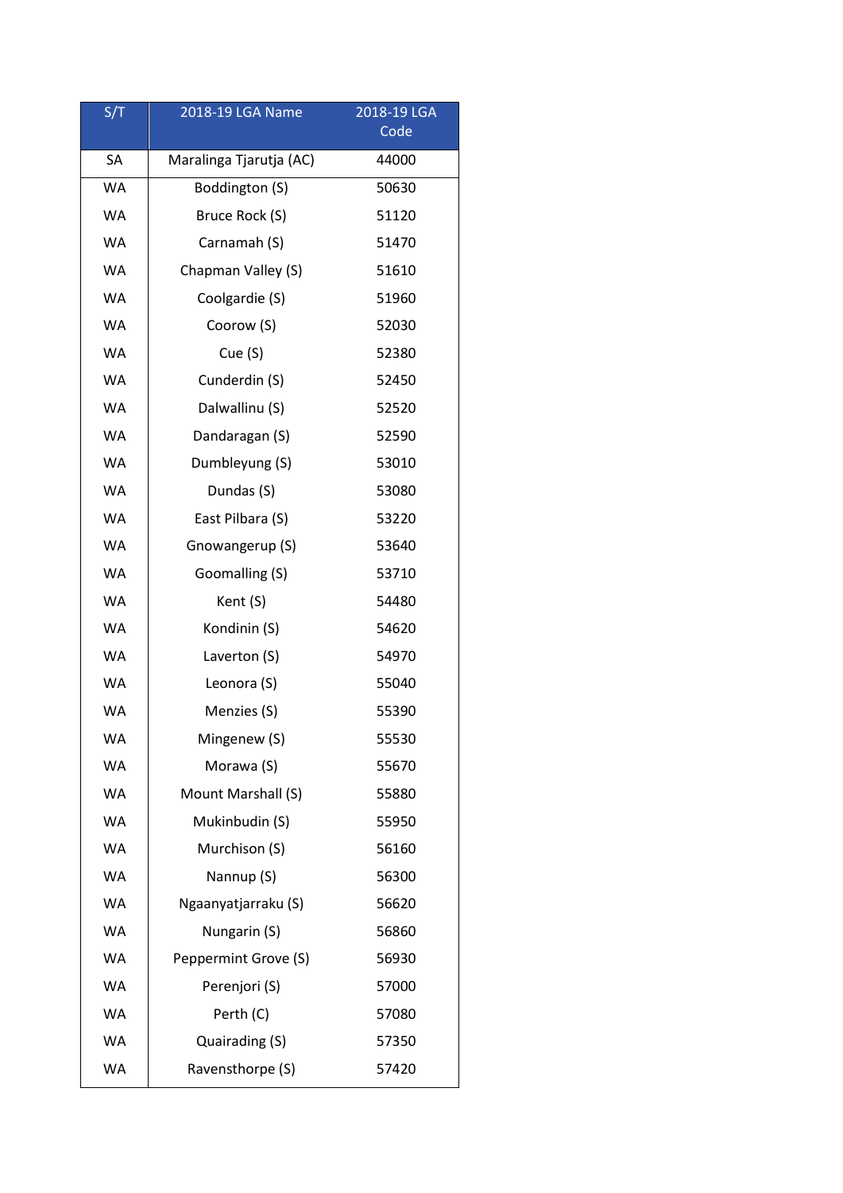| S/T | 2018-19 LGA Name | 2018-19 LGA Code |
|---|---|---|
| SA | Maralinga Tjarutja (AC) | 44000 |
| WA | Boddington (S) | 50630 |
| WA | Bruce Rock (S) | 51120 |
| WA | Carnamah (S) | 51470 |
| WA | Chapman Valley (S) | 51610 |
| WA | Coolgardie (S) | 51960 |
| WA | Coorow (S) | 52030 |
| WA | Cue (S) | 52380 |
| WA | Cunderdin (S) | 52450 |
| WA | Dalwallinu (S) | 52520 |
| WA | Dandaragan (S) | 52590 |
| WA | Dumbleyung (S) | 53010 |
| WA | Dundas (S) | 53080 |
| WA | East Pilbara (S) | 53220 |
| WA | Gnowangerup (S) | 53640 |
| WA | Goomalling (S) | 53710 |
| WA | Kent (S) | 54480 |
| WA | Kondinin (S) | 54620 |
| WA | Laverton (S) | 54970 |
| WA | Leonora (S) | 55040 |
| WA | Menzies (S) | 55390 |
| WA | Mingenew (S) | 55530 |
| WA | Morawa (S) | 55670 |
| WA | Mount Marshall (S) | 55880 |
| WA | Mukinbudin (S) | 55950 |
| WA | Murchison (S) | 56160 |
| WA | Nannup (S) | 56300 |
| WA | Ngaanyatjarraku (S) | 56620 |
| WA | Nungarin (S) | 56860 |
| WA | Peppermint Grove (S) | 56930 |
| WA | Perenjori (S) | 57000 |
| WA | Perth (C) | 57080 |
| WA | Quairading (S) | 57350 |
| WA | Ravensthorpe (S) | 57420 |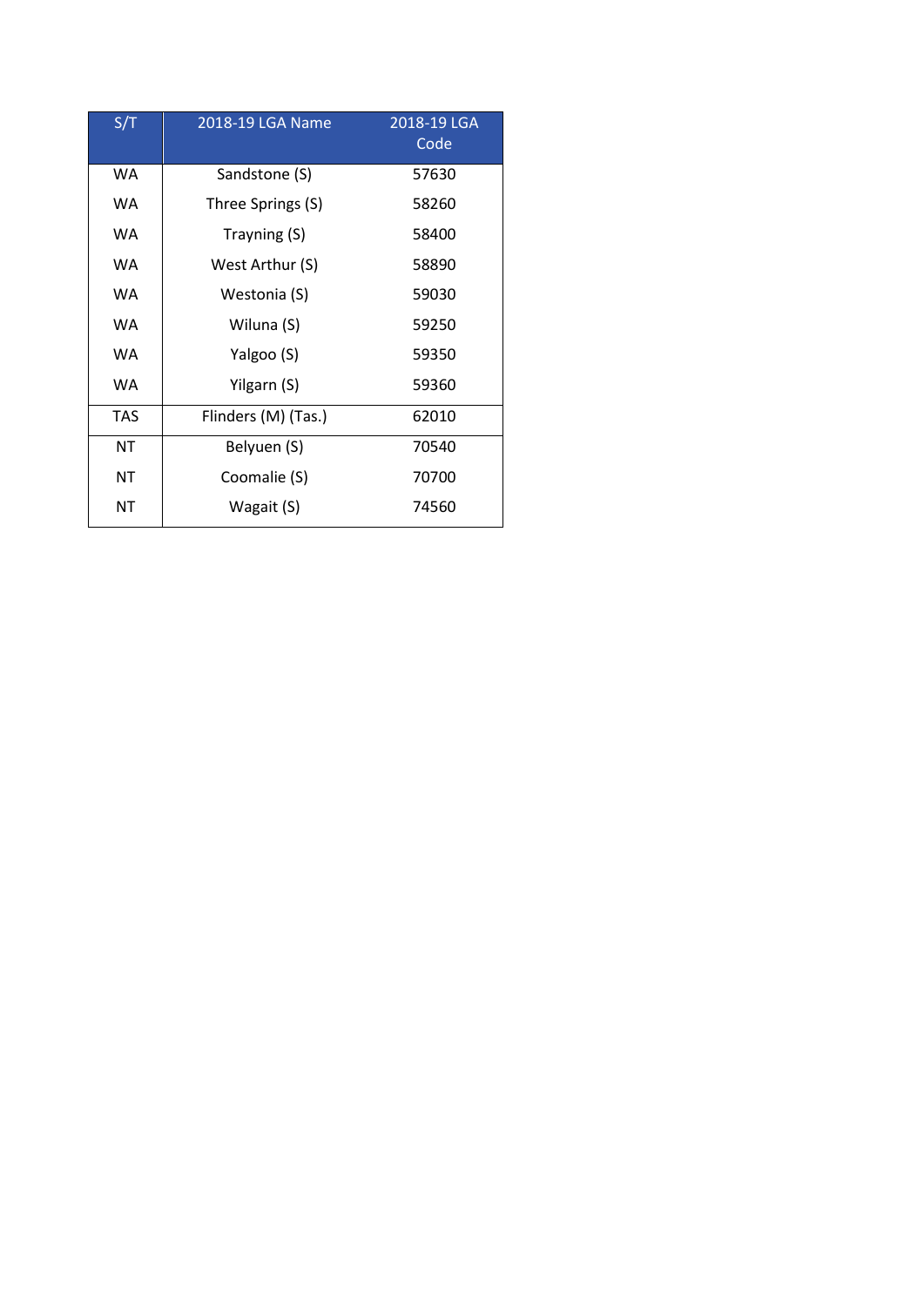| S/T | 2018-19 LGA Name | 2018-19 LGA Code |
|---|---|---|
| WA | Sandstone (S) | 57630 |
| WA | Three Springs (S) | 58260 |
| WA | Trayning (S) | 58400 |
| WA | West Arthur (S) | 58890 |
| WA | Westonia (S) | 59030 |
| WA | Wiluna (S) | 59250 |
| WA | Yalgoo (S) | 59350 |
| WA | Yilgarn (S) | 59360 |
| TAS | Flinders (M) (Tas.) | 62010 |
| NT | Belyuen (S) | 70540 |
| NT | Coomalie (S) | 70700 |
| NT | Wagait (S) | 74560 |